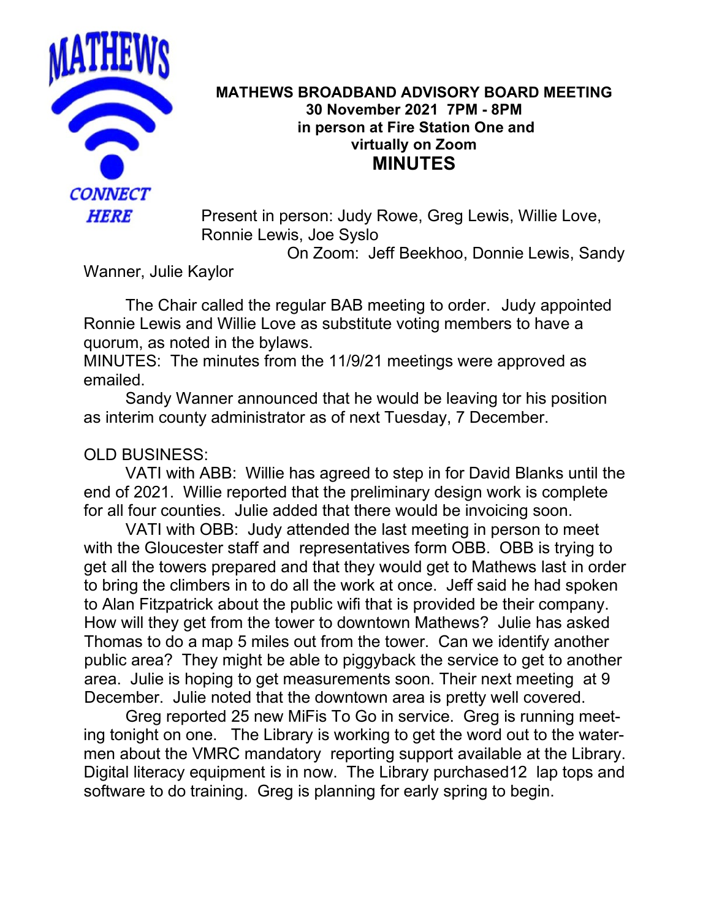MATHEWS

CONNECT HERE

# MATHEWS BROADBAND ADVISORY BOARD MEETING
**30 November 2021 7PM - 8PM**
**in person at Fire Station One and virtually on Zoom**

## MINUTES

Present in person: Judy Rowe, Greg Lewis, Willie Love, Ronnie Lewis, Joe Syslo
On Zoom: Jeff Beekhoo, Donnie Lewis, Sandy Wanner, Julie Kaylor

The Chair called the regular BAB meeting to order. Judy appointed Ronnie Lewis and Willie Love as substitute voting members to have a quorum, as noted in the bylaws.

MINUTES: The minutes from the 11/9/21 meetings were approved as emailed.

Sandy Wanner announced that he would be leaving tor his position as interim county administrator as of next Tuesday, 7 December.

OLD BUSINESS:

VATI with ABB: Willie has agreed to step in for David Blanks until the end of 2021. Willie reported that the preliminary design work is complete for all four counties. Julie added that there would be invoicing soon.

VATI with OBB: Judy attended the last meeting in person to meet with the Gloucester staff and representatives form OBB. OBB is trying to get all the towers prepared and that they would get to Mathews last in order to bring the climbers in to do all the work at once. Jeff said he had spoken to Alan Fitzpatrick about the public wifi that is provided be their company. How will they get from the tower to downtown Mathews? Julie has asked Thomas to do a map 5 miles out from the tower. Can we identify another public area? They might be able to piggyback the service to get to another area. Julie is hoping to get measurements soon. Their next meeting at 9 December. Julie noted that the downtown area is pretty well covered.

Greg reported 25 new MiFis To Go in service. Greg is running meeting tonight on one. The Library is working to get the word out to the watermen about the VMRC mandatory reporting support available at the Library. Digital literacy equipment is in now. The Library purchased12 lap tops and software to do training. Greg is planning for early spring to begin.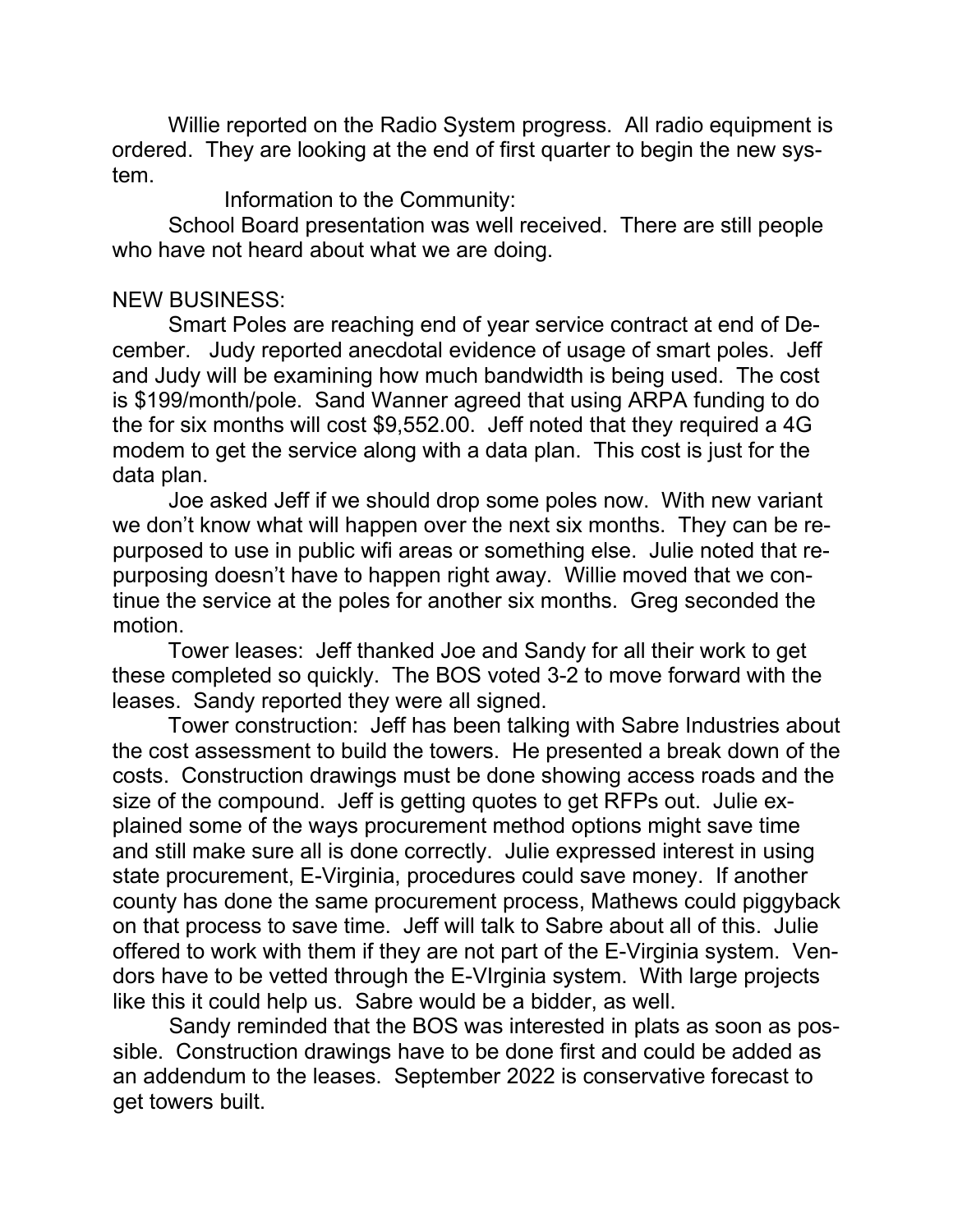Willie reported on the Radio System progress. All radio equipment is ordered. They are looking at the end of first quarter to begin the new system.

Information to the Community:

School Board presentation was well received. There are still people who have not heard about what we are doing.

NEW BUSINESS:

Smart Poles are reaching end of year service contract at end of December. Judy reported anecdotal evidence of usage of smart poles. Jeff and Judy will be examining how much bandwidth is being used. The cost is $199/month/pole. Sand Wanner agreed that using ARPA funding to do the for six months will cost $9,552.00. Jeff noted that they required a 4G modem to get the service along with a data plan. This cost is just for the data plan.

Joe asked Jeff if we should drop some poles now. With new variant we don't know what will happen over the next six months. They can be repurposed to use in public wifi areas or something else. Julie noted that repurposing doesn't have to happen right away. Willie moved that we continue the service at the poles for another six months. Greg seconded the motion.

Tower leases: Jeff thanked Joe and Sandy for all their work to get these completed so quickly. The BOS voted 3-2 to move forward with the leases. Sandy reported they were all signed.

Tower construction: Jeff has been talking with Sabre Industries about the cost assessment to build the towers. He presented a break down of the costs. Construction drawings must be done showing access roads and the size of the compound. Jeff is getting quotes to get RFPs out. Julie explained some of the ways procurement method options might save time and still make sure all is done correctly. Julie expressed interest in using state procurement, E-Virginia, procedures could save money. If another county has done the same procurement process, Mathews could piggyback on that process to save time. Jeff will talk to Sabre about all of this. Julie offered to work with them if they are not part of the E-Virginia system. Vendors have to be vetted through the E-VIrginia system. With large projects like this it could help us. Sabre would be a bidder, as well.

Sandy reminded that the BOS was interested in plats as soon as possible. Construction drawings have to be done first and could be added as an addendum to the leases. September 2022 is conservative forecast to get towers built.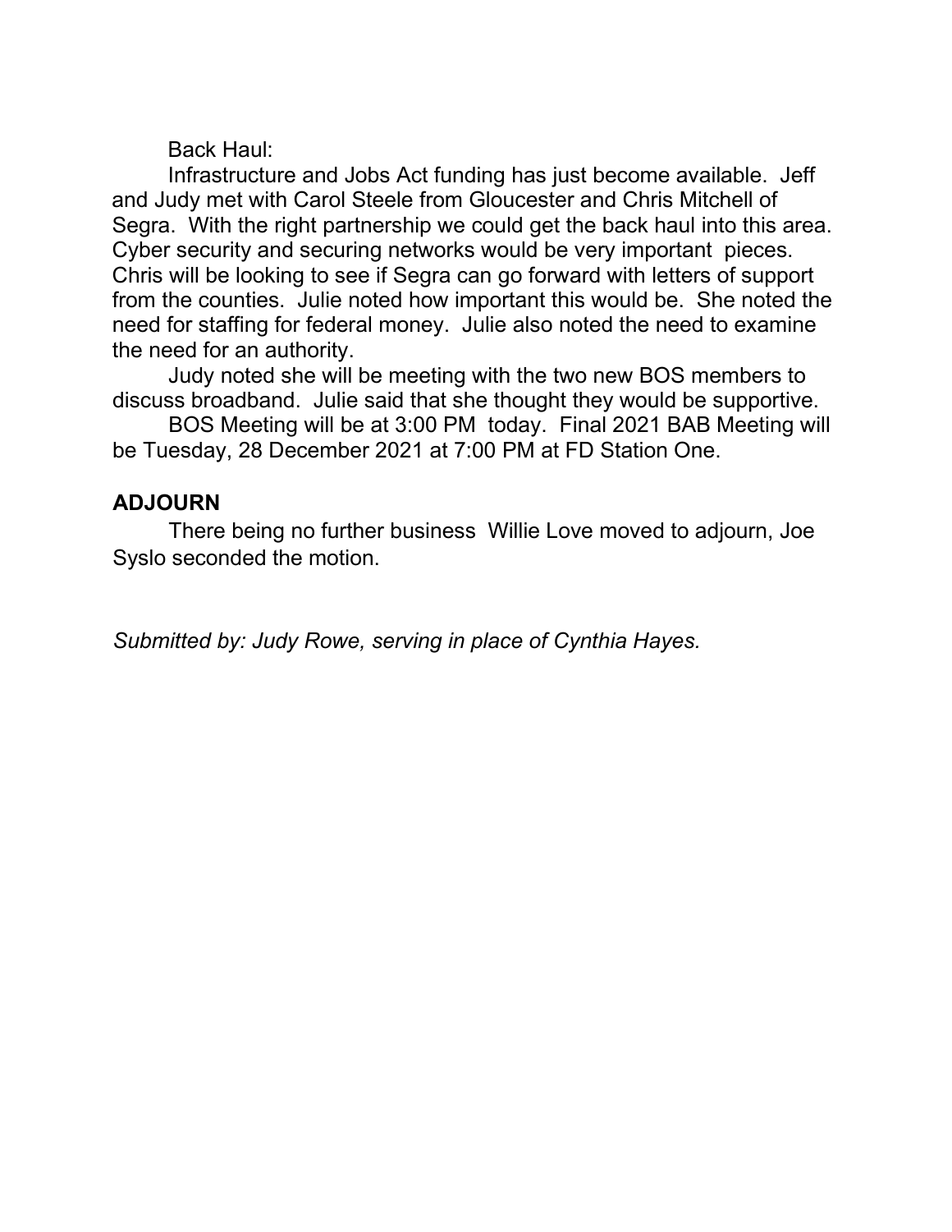Back Haul:

Infrastructure and Jobs Act funding has just become available. Jeff and Judy met with Carol Steele from Gloucester and Chris Mitchell of Segra. With the right partnership we could get the back haul into this area. Cyber security and securing networks would be very important pieces. Chris will be looking to see if Segra can go forward with letters of support from the counties. Julie noted how important this would be. She noted the need for staffing for federal money. Julie also noted the need to examine the need for an authority.

Judy noted she will be meeting with the two new BOS members to discuss broadband. Julie said that she thought they would be supportive.

BOS Meeting will be at 3:00 PM today. Final 2021 BAB Meeting will be Tuesday, 28 December 2021 at 7:00 PM at FD Station One.

**ADJOURN**

There being no further business Willie Love moved to adjourn, Joe Syslo seconded the motion.

*Submitted by: Judy Rowe, serving in place of Cynthia Hayes.*